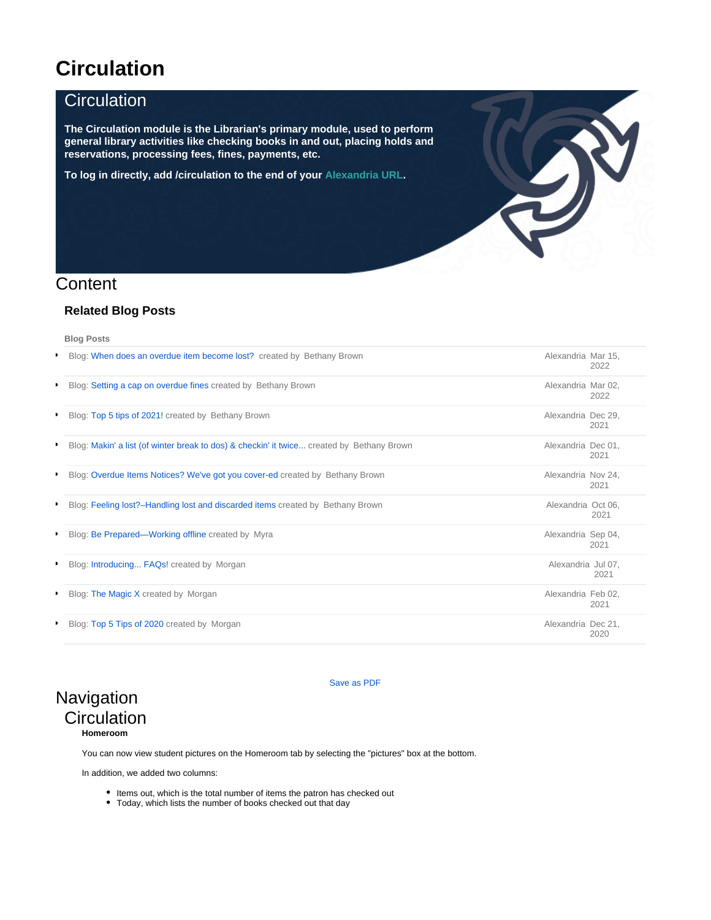# Circulation

## Circulation

**The Circulation module is the Librarian's primary module, used to perform general library activities like checking books in and out, placing holds and reservations, processing fees, fines, payments, etc.**

**To log in directly, add /circulation to the end of your Alexandria URL.**

## Content

### Related Blog Posts

**Blog Posts**

- Blog: When does an overdue item become lost? created by Bethany Brown — Alexandria Mar 15, 2022
- Blog: Setting a cap on overdue fines created by Bethany Brown — Alexandria Mar 02, 2022
- Blog: Top 5 tips of 2021! created by Bethany Brown — Alexandria Dec 29, 2021
- Blog: Makin' a list (of winter break to dos) & checkin' it twice... created by Bethany Brown — Alexandria Dec 01, 2021
- Blog: Overdue Items Notices? We've got you cover-ed created by Bethany Brown — Alexandria Nov 24, 2021
- Blog: Feeling lost?–Handling lost and discarded items created by Bethany Brown — Alexandria Oct 06, 2021
- Blog: Be Prepared—Working offline created by Myra — Alexandria Sep 04, 2021
- Blog: Introducing... FAQs! created by Morgan — Alexandria Jul 07, 2021
- Blog: The Magic X created by Morgan — Alexandria Feb 02, 2021
- Blog: Top 5 Tips of 2020 created by Morgan — Alexandria Dec 21, 2020

Save as PDF

## Navigation

## Circulation

**Homeroom**

You can now view student pictures on the Homeroom tab by selecting the "pictures" box at the bottom.

In addition, we added two columns:

- Items out, which is the total number of items the patron has checked out
- Today, which lists the number of books checked out that day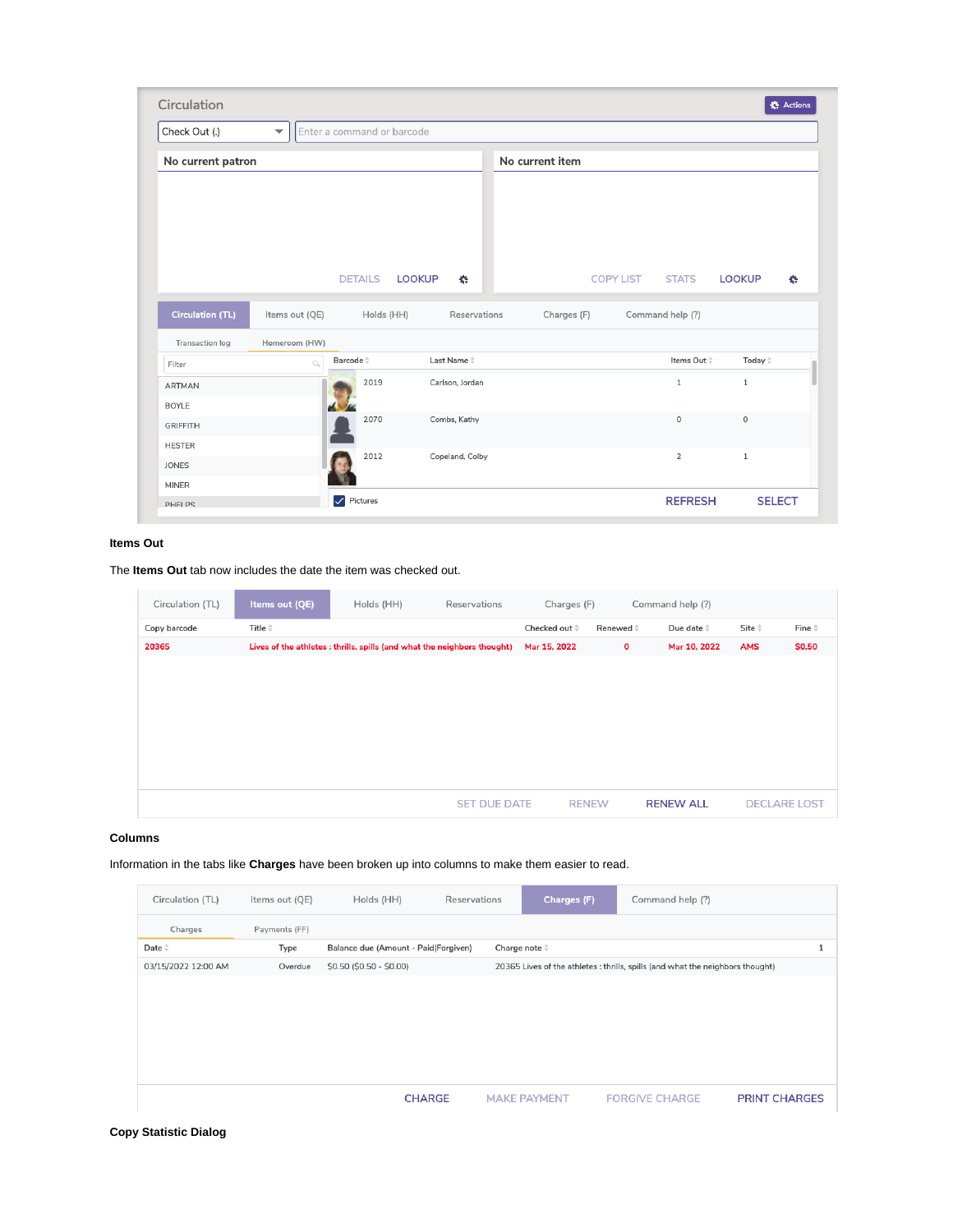**Items Out**

The **Items Out** tab now includes the date the item was checked out.

**Columns**

Information in the tabs like **Charges** have been broken up into columns to make them easier to read.

**Copy Statistic Dialog**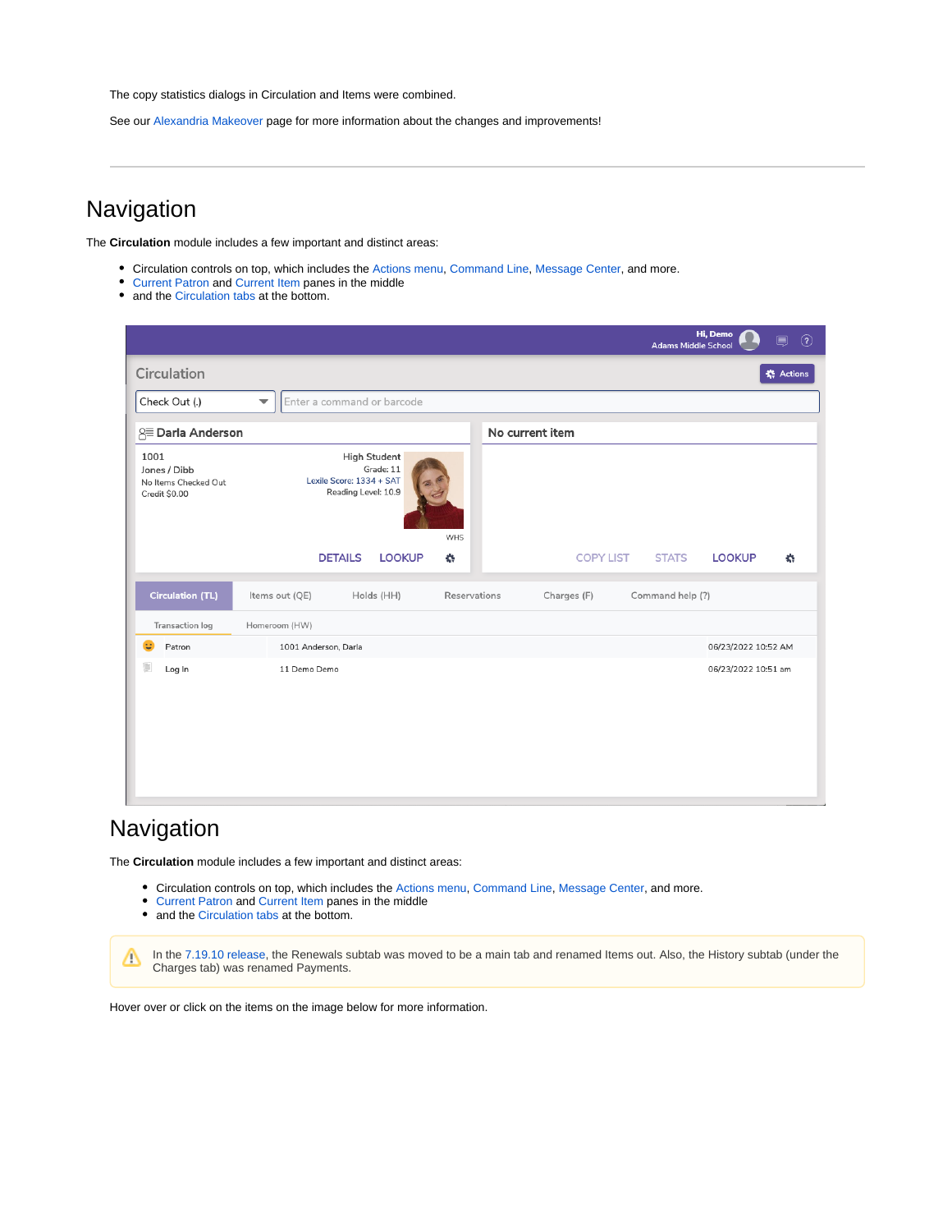The copy statistics dialogs in Circulation and Items were combined.

See our Alexandria Makeover page for more information about the changes and improvements!

---

# Navigation

The **Circulation** module includes a few important and distinct areas:

- Circulation controls on top, which includes the Actions menu, Command Line, Message Center, and more.
- Current Patron and Current Item panes in the middle
- and the Circulation tabs at the bottom.

# Navigation

The **Circulation** module includes a few important and distinct areas:

- Circulation controls on top, which includes the Actions menu, Command Line, Message Center, and more.
- Current Patron and Current Item panes in the middle
- and the Circulation tabs at the bottom.

> In the 7.19.10 release, the Renewals subtab was moved to be a main tab and renamed Items out. Also, the History subtab (under the Charges tab) was renamed Payments.

Hover over or click on the items on the image below for more information.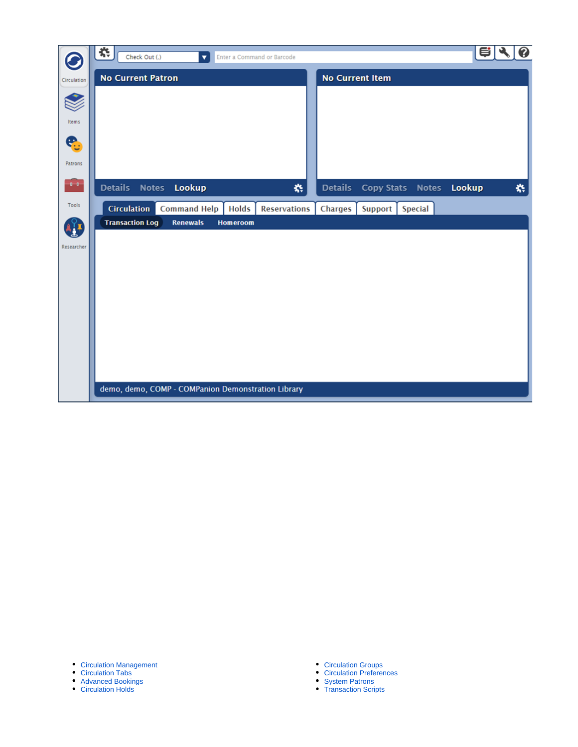- Circulation Management
- Circulation Tabs
- Advanced Bookings
- Circulation Holds
- Circulation Groups
- Circulation Preferences
- System Patrons
- Transaction Scripts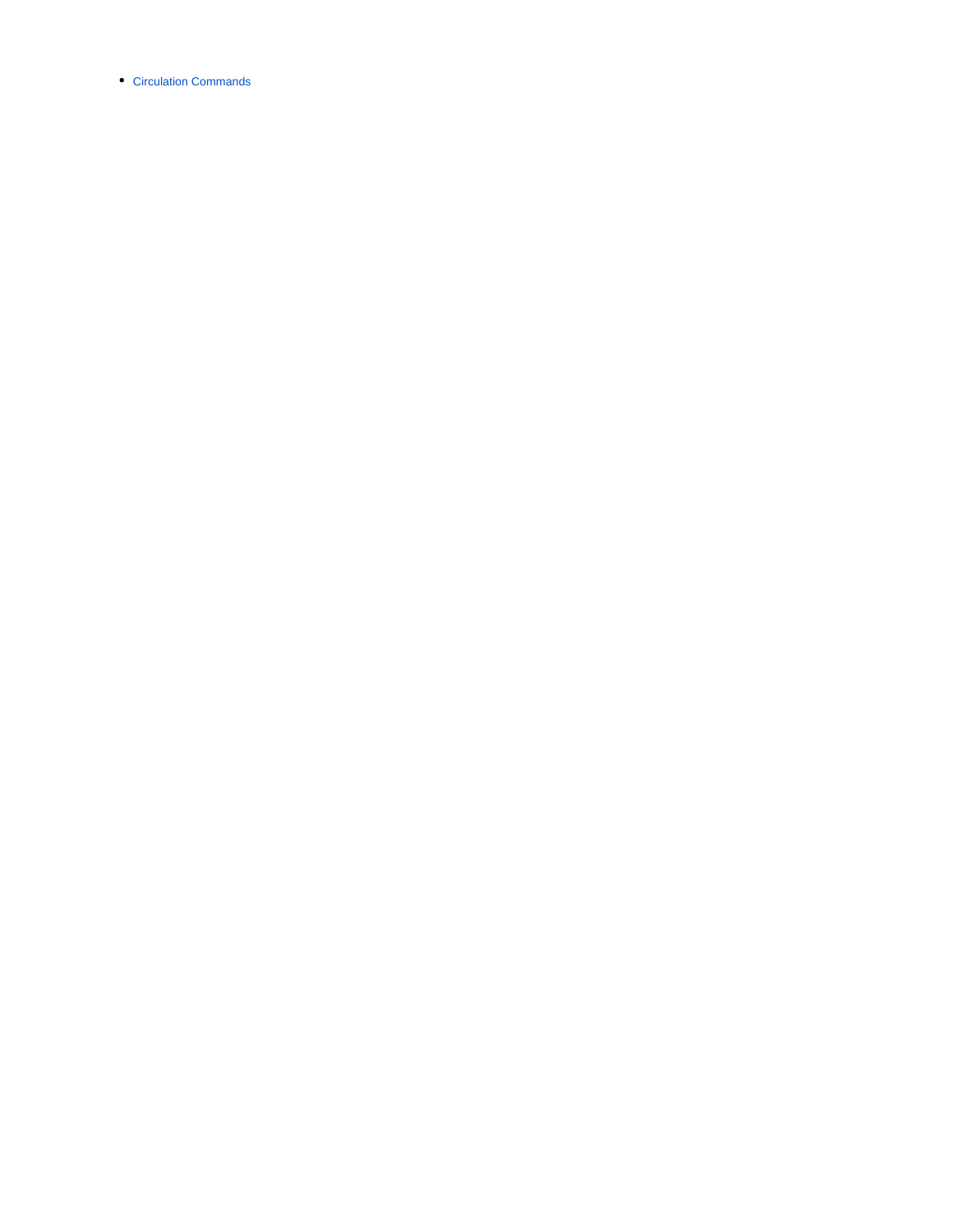- Circulation Commands